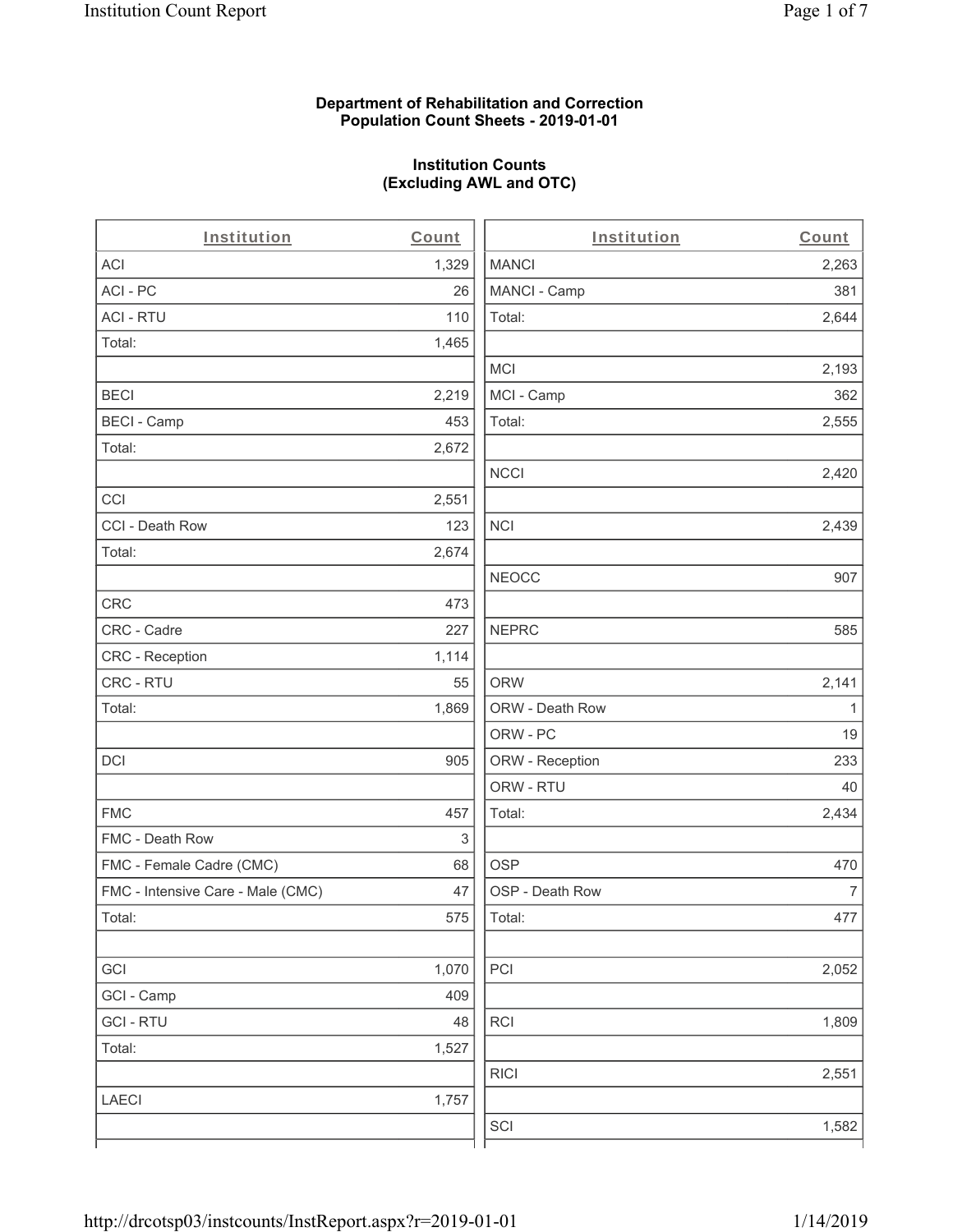**Department of Rehabilitation and Correction**
**Population Count Sheets - 2019-01-01**

**Institution Counts**
**(Excluding AWL and OTC)**

| Institution | Count |
|---|---|
| ACI | 1,329 |
| ACI - PC | 26 |
| ACI - RTU | 110 |
| Total: | 1,465 |
| | |
| BECI | 2,219 |
| BECI - Camp | 453 |
| Total: | 2,672 |
| | |
| CCI | 2,551 |
| CCI - Death Row | 123 |
| Total: | 2,674 |
| | |
| CRC | 473 |
| CRC - Cadre | 227 |
| CRC - Reception | 1,114 |
| CRC - RTU | 55 |
| Total: | 1,869 |
| | |
| DCI | 905 |
| | |
| FMC | 457 |
| FMC - Death Row | 3 |
| FMC - Female Cadre (CMC) | 68 |
| FMC - Intensive Care - Male (CMC) | 47 |
| Total: | 575 |
| | |
| GCI | 1,070 |
| GCI - Camp | 409 |
| GCI - RTU | 48 |
| Total: | 1,527 |
| | |
| LAECI | 1,757 |
| | |

| Institution | Count |
|---|---|
| MANCI | 2,263 |
| MANCI - Camp | 381 |
| Total: | 2,644 |
| | |
| MCI | 2,193 |
| MCI - Camp | 362 |
| Total: | 2,555 |
| | |
| NCCI | 2,420 |
| | |
| NCI | 2,439 |
| | |
| NEOCC | 907 |
| | |
| NEPRC | 585 |
| | |
| ORW | 2,141 |
| ORW - Death Row | 1 |
| ORW - PC | 19 |
| ORW - Reception | 233 |
| ORW - RTU | 40 |
| Total: | 2,434 |
| | |
| OSP | 470 |
| OSP - Death Row | 7 |
| Total: | 477 |
| | |
| PCI | 2,052 |
| | |
| RCI | 1,809 |
| | |
| RICI | 2,551 |
| | |
| SCI | 1,582 |
| | |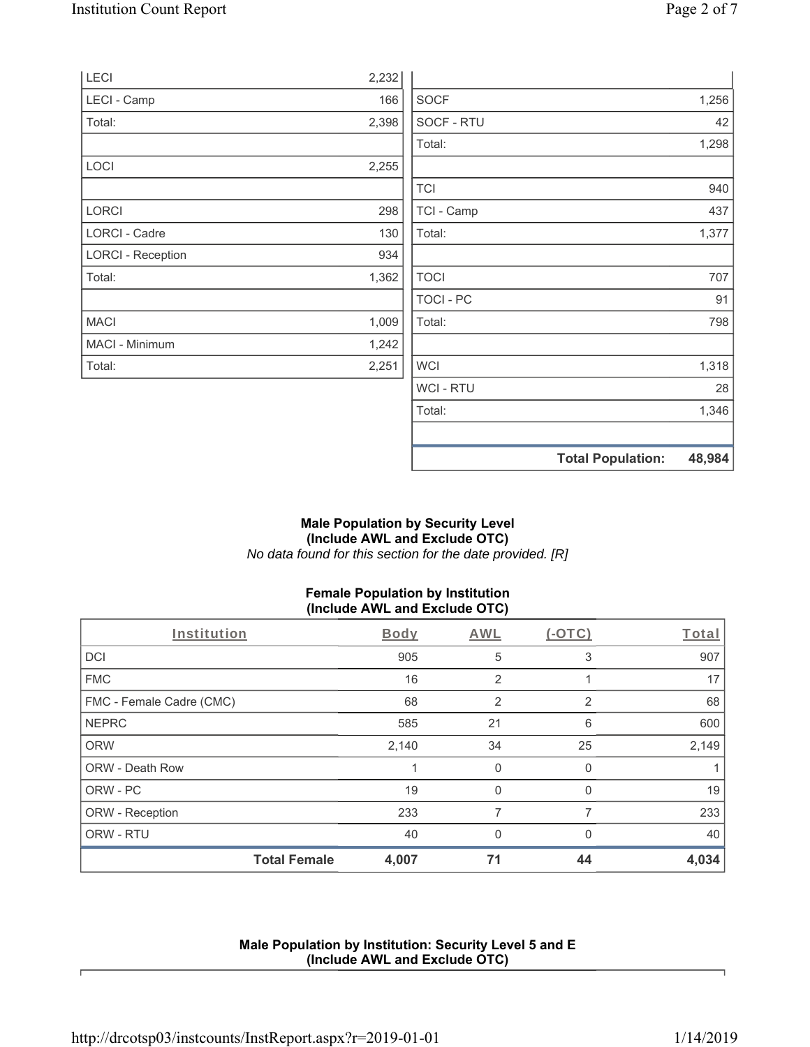| | |
|---|---|
| LECI | 2,232 |
| LECI - Camp | 166 |
| Total: | 2,398 |
| | |
| LOCI | 2,255 |
| | |
| LORCI | 298 |
| LORCI - Cadre | 130 |
| LORCI - Reception | 934 |
| Total: | 1,362 |
| | |
| MACI | 1,009 |
| MACI - Minimum | 1,242 |
| Total: | 2,251 |

| | |
|---|---|
| SOCF | 1,256 |
| SOCF - RTU | 42 |
| Total: | 1,298 |
| | |
| TCI | 940 |
| TCI - Camp | 437 |
| Total: | 1,377 |
| | |
| TOCI | 707 |
| TOCI - PC | 91 |
| Total: | 798 |
| | |
| WCI | 1,318 |
| WCI - RTU | 28 |
| Total: | 1,346 |
| | |
| **Total Population:** | **48,984** |

**Male Population by Security Level**
**(Include AWL and Exclude OTC)**
*No data found for this section for the date provided. [R]*

**Female Population by Institution**
**(Include AWL and Exclude OTC)**

| Institution | Body | AWL | (-OTC) | Total |
|---|---|---|---|---|
| DCI | 905 | 5 | 3 | 907 |
| FMC | 16 | 2 | 1 | 17 |
| FMC - Female Cadre (CMC) | 68 | 2 | 2 | 68 |
| NEPRC | 585 | 21 | 6 | 600 |
| ORW | 2,140 | 34 | 25 | 2,149 |
| ORW - Death Row | 1 | 0 | 0 | 1 |
| ORW - PC | 19 | 0 | 0 | 19 |
| ORW - Reception | 233 | 7 | 7 | 233 |
| ORW - RTU | 40 | 0 | 0 | 40 |
| **Total Female** | **4,007** | **71** | **44** | **4,034** |

**Male Population by Institution: Security Level 5 and E**
**(Include AWL and Exclude OTC)**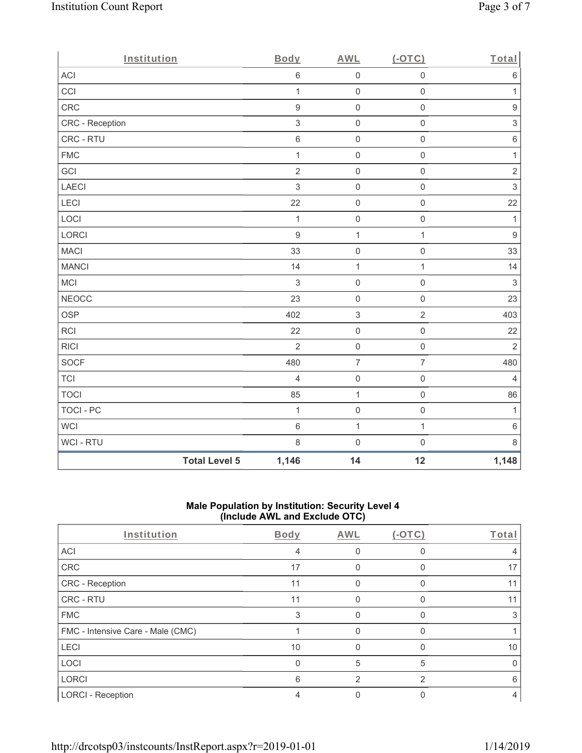| Institution | Body | AWL | (-OTC) | Total |
|---|---|---|---|---|
| ACI | 6 | 0 | 0 | 6 |
| CCI | 1 | 0 | 0 | 1 |
| CRC | 9 | 0 | 0 | 9 |
| CRC - Reception | 3 | 0 | 0 | 3 |
| CRC - RTU | 6 | 0 | 0 | 6 |
| FMC | 1 | 0 | 0 | 1 |
| GCI | 2 | 0 | 0 | 2 |
| LAECI | 3 | 0 | 0 | 3 |
| LECI | 22 | 0 | 0 | 22 |
| LOCI | 1 | 0 | 0 | 1 |
| LORCI | 9 | 1 | 1 | 9 |
| MACI | 33 | 0 | 0 | 33 |
| MANCI | 14 | 1 | 1 | 14 |
| MCI | 3 | 0 | 0 | 3 |
| NEOCC | 23 | 0 | 0 | 23 |
| OSP | 402 | 3 | 2 | 403 |
| RCI | 22 | 0 | 0 | 22 |
| RICI | 2 | 0 | 0 | 2 |
| SOCF | 480 | 7 | 7 | 480 |
| TCI | 4 | 0 | 0 | 4 |
| TOCI | 85 | 1 | 0 | 86 |
| TOCI - PC | 1 | 0 | 0 | 1 |
| WCI | 6 | 1 | 1 | 6 |
| WCI - RTU | 8 | 0 | 0 | 8 |
| **Total Level 5** | **1,146** | **14** | **12** | **1,148** |

**Male Population by Institution: Security Level 4**
**(Include AWL and Exclude OTC)**

| Institution | Body | AWL | (-OTC) | Total |
|---|---|---|---|---|
| ACI | 4 | 0 | 0 | 4 |
| CRC | 17 | 0 | 0 | 17 |
| CRC - Reception | 11 | 0 | 0 | 11 |
| CRC - RTU | 11 | 0 | 0 | 11 |
| FMC | 3 | 0 | 0 | 3 |
| FMC - Intensive Care - Male (CMC) | 1 | 0 | 0 | 1 |
| LECI | 10 | 0 | 0 | 10 |
| LOCI | 0 | 5 | 5 | 0 |
| LORCI | 6 | 2 | 2 | 6 |
| LORCI - Reception | 4 | 0 | 0 | 4 |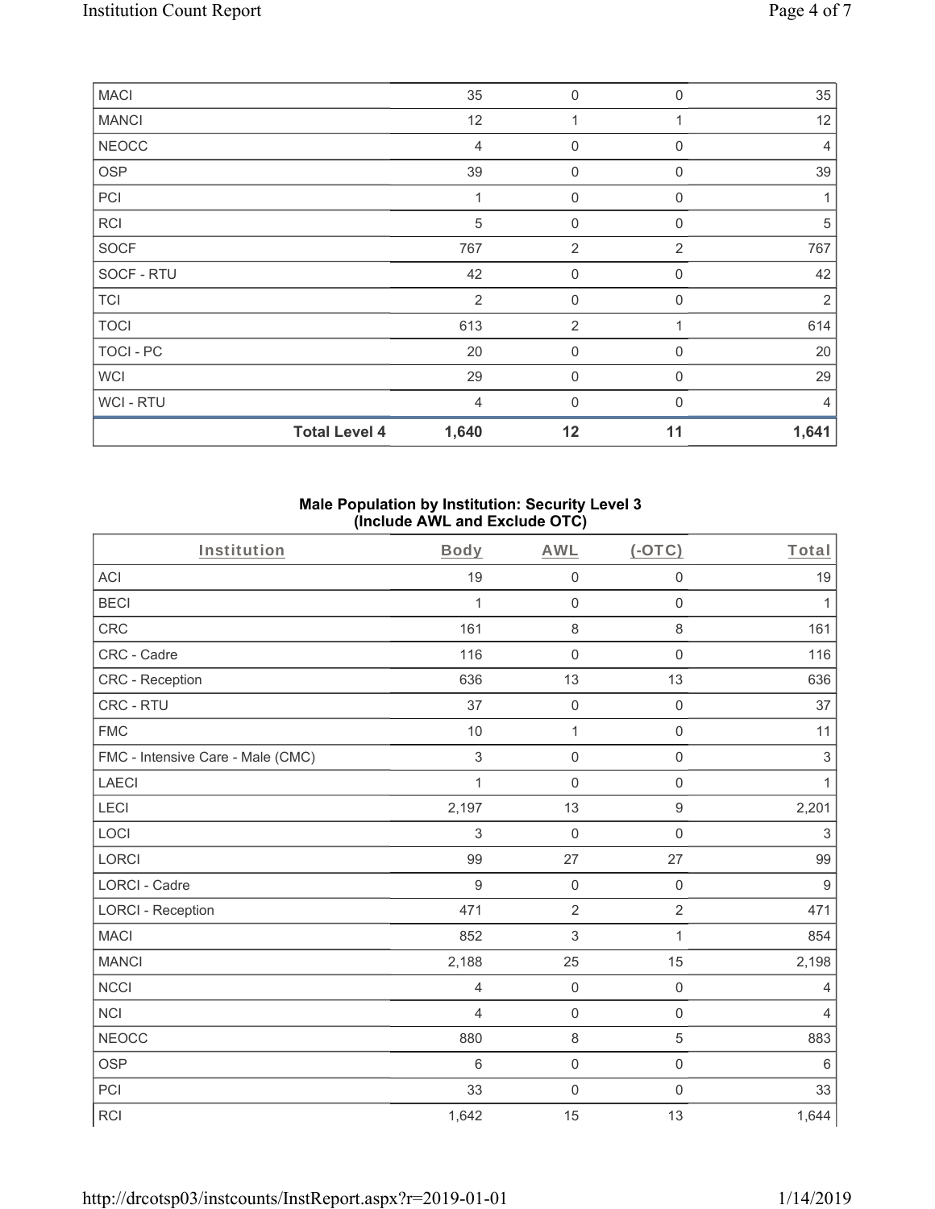| MACI | | 35 | 0 | 0 | 35 |
|---|---|---|---|---|---|
| MANCI | | 12 | 1 | 1 | 12 |
| NEOCC | | 4 | 0 | 0 | 4 |
| OSP | | 39 | 0 | 0 | 39 |
| PCI | | 1 | 0 | 0 | 1 |
| RCI | | 5 | 0 | 0 | 5 |
| SOCF | | 767 | 2 | 2 | 767 |
| SOCF - RTU | | 42 | 0 | 0 | 42 |
| TCI | | 2 | 0 | 0 | 2 |
| TOCI | | 613 | 2 | 1 | 614 |
| TOCI - PC | | 20 | 0 | 0 | 20 |
| WCI | | 29 | 0 | 0 | 29 |
| WCI - RTU | | 4 | 0 | 0 | 4 |
| | **Total Level 4** | **1,640** | **12** | **11** | **1,641** |

## Male Population by Institution: Security Level 3 (Include AWL and Exclude OTC)

| Institution | Body | AWL | (-OTC) | Total |
|---|---|---|---|---|
| ACI | 19 | 0 | 0 | 19 |
| BECI | 1 | 0 | 0 | 1 |
| CRC | 161 | 8 | 8 | 161 |
| CRC - Cadre | 116 | 0 | 0 | 116 |
| CRC - Reception | 636 | 13 | 13 | 636 |
| CRC - RTU | 37 | 0 | 0 | 37 |
| FMC | 10 | 1 | 0 | 11 |
| FMC - Intensive Care - Male (CMC) | 3 | 0 | 0 | 3 |
| LAECI | 1 | 0 | 0 | 1 |
| LECI | 2,197 | 13 | 9 | 2,201 |
| LOCI | 3 | 0 | 0 | 3 |
| LORCI | 99 | 27 | 27 | 99 |
| LORCI - Cadre | 9 | 0 | 0 | 9 |
| LORCI - Reception | 471 | 2 | 2 | 471 |
| MACI | 852 | 3 | 1 | 854 |
| MANCI | 2,188 | 25 | 15 | 2,198 |
| NCCI | 4 | 0 | 0 | 4 |
| NCI | 4 | 0 | 0 | 4 |
| NEOCC | 880 | 8 | 5 | 883 |
| OSP | 6 | 0 | 0 | 6 |
| PCI | 33 | 0 | 0 | 33 |
| RCI | 1,642 | 15 | 13 | 1,644 |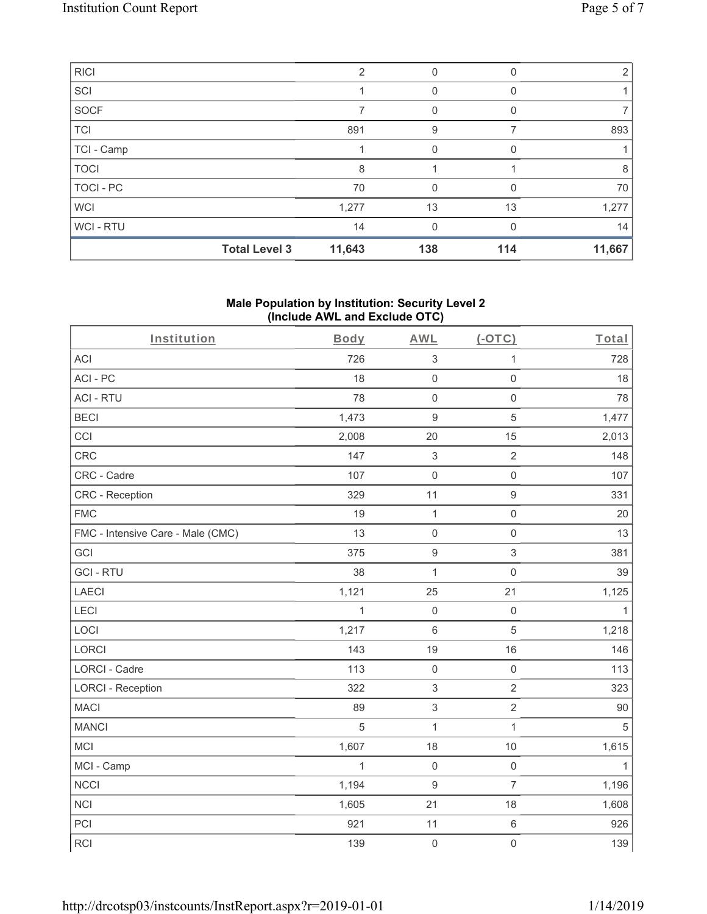| | Body | AWL | (-OTC) | Total |
|---|---|---|---|---|
| RICI | 2 | 0 | 0 | 2 |
| SCI | 1 | 0 | 0 | 1 |
| SOCF | 7 | 0 | 0 | 7 |
| TCI | 891 | 9 | 7 | 893 |
| TCI - Camp | 1 | 0 | 0 | 1 |
| TOCI | 8 | 1 | 1 | 8 |
| TOCI - PC | 70 | 0 | 0 | 70 |
| WCI | 1,277 | 13 | 13 | 1,277 |
| WCI - RTU | 14 | 0 | 0 | 14 |
| **Total Level 3** | **11,643** | **138** | **114** | **11,667** |

**Male Population by Institution: Security Level 2**
**(Include AWL and Exclude OTC)**

| Institution | Body | AWL | (-OTC) | Total |
|---|---|---|---|---|
| ACI | 726 | 3 | 1 | 728 |
| ACI - PC | 18 | 0 | 0 | 18 |
| ACI - RTU | 78 | 0 | 0 | 78 |
| BECI | 1,473 | 9 | 5 | 1,477 |
| CCI | 2,008 | 20 | 15 | 2,013 |
| CRC | 147 | 3 | 2 | 148 |
| CRC - Cadre | 107 | 0 | 0 | 107 |
| CRC - Reception | 329 | 11 | 9 | 331 |
| FMC | 19 | 1 | 0 | 20 |
| FMC - Intensive Care - Male (CMC) | 13 | 0 | 0 | 13 |
| GCI | 375 | 9 | 3 | 381 |
| GCI - RTU | 38 | 1 | 0 | 39 |
| LAECI | 1,121 | 25 | 21 | 1,125 |
| LECI | 1 | 0 | 0 | 1 |
| LOCI | 1,217 | 6 | 5 | 1,218 |
| LORCI | 143 | 19 | 16 | 146 |
| LORCI - Cadre | 113 | 0 | 0 | 113 |
| LORCI - Reception | 322 | 3 | 2 | 323 |
| MACI | 89 | 3 | 2 | 90 |
| MANCI | 5 | 1 | 1 | 5 |
| MCI | 1,607 | 18 | 10 | 1,615 |
| MCI - Camp | 1 | 0 | 0 | 1 |
| NCCI | 1,194 | 9 | 7 | 1,196 |
| NCI | 1,605 | 21 | 18 | 1,608 |
| PCI | 921 | 11 | 6 | 926 |
| RCI | 139 | 0 | 0 | 139 |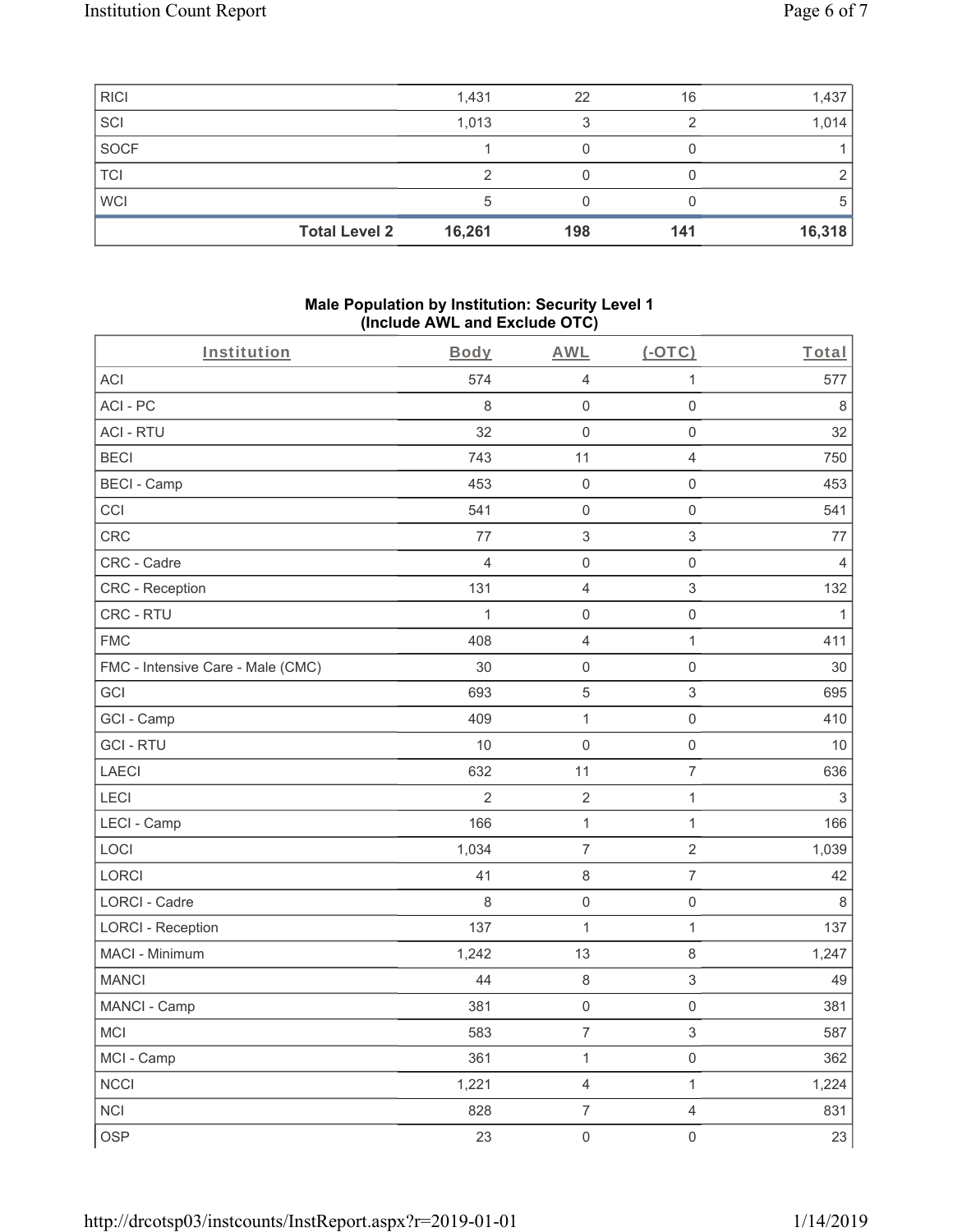| RICI | 1,431 | 22 | 16 | 1,437 |
|---|---|---|---|---|
| SCI | 1,013 | 3 | 2 | 1,014 |
| SOCF | 1 | 0 | 0 | 1 |
| TCI | 2 | 0 | 0 | 2 |
| WCI | 5 | 0 | 0 | 5 |
| **Total Level 2** | **16,261** | **198** | **141** | **16,318** |

**Male Population by Institution: Security Level 1 (Include AWL and Exclude OTC)**

| Institution | Body | AWL | (-OTC) | Total |
|---|---|---|---|---|
| ACI | 574 | 4 | 1 | 577 |
| ACI - PC | 8 | 0 | 0 | 8 |
| ACI - RTU | 32 | 0 | 0 | 32 |
| BECI | 743 | 11 | 4 | 750 |
| BECI - Camp | 453 | 0 | 0 | 453 |
| CCI | 541 | 0 | 0 | 541 |
| CRC | 77 | 3 | 3 | 77 |
| CRC - Cadre | 4 | 0 | 0 | 4 |
| CRC - Reception | 131 | 4 | 3 | 132 |
| CRC - RTU | 1 | 0 | 0 | 1 |
| FMC | 408 | 4 | 1 | 411 |
| FMC - Intensive Care - Male (CMC) | 30 | 0 | 0 | 30 |
| GCI | 693 | 5 | 3 | 695 |
| GCI - Camp | 409 | 1 | 0 | 410 |
| GCI - RTU | 10 | 0 | 0 | 10 |
| LAECI | 632 | 11 | 7 | 636 |
| LECI | 2 | 2 | 1 | 3 |
| LECI - Camp | 166 | 1 | 1 | 166 |
| LOCI | 1,034 | 7 | 2 | 1,039 |
| LORCI | 41 | 8 | 7 | 42 |
| LORCI - Cadre | 8 | 0 | 0 | 8 |
| LORCI - Reception | 137 | 1 | 1 | 137 |
| MACI - Minimum | 1,242 | 13 | 8 | 1,247 |
| MANCI | 44 | 8 | 3 | 49 |
| MANCI - Camp | 381 | 0 | 0 | 381 |
| MCI | 583 | 7 | 3 | 587 |
| MCI - Camp | 361 | 1 | 0 | 362 |
| NCCI | 1,221 | 4 | 1 | 1,224 |
| NCI | 828 | 7 | 4 | 831 |
| OSP | 23 | 0 | 0 | 23 |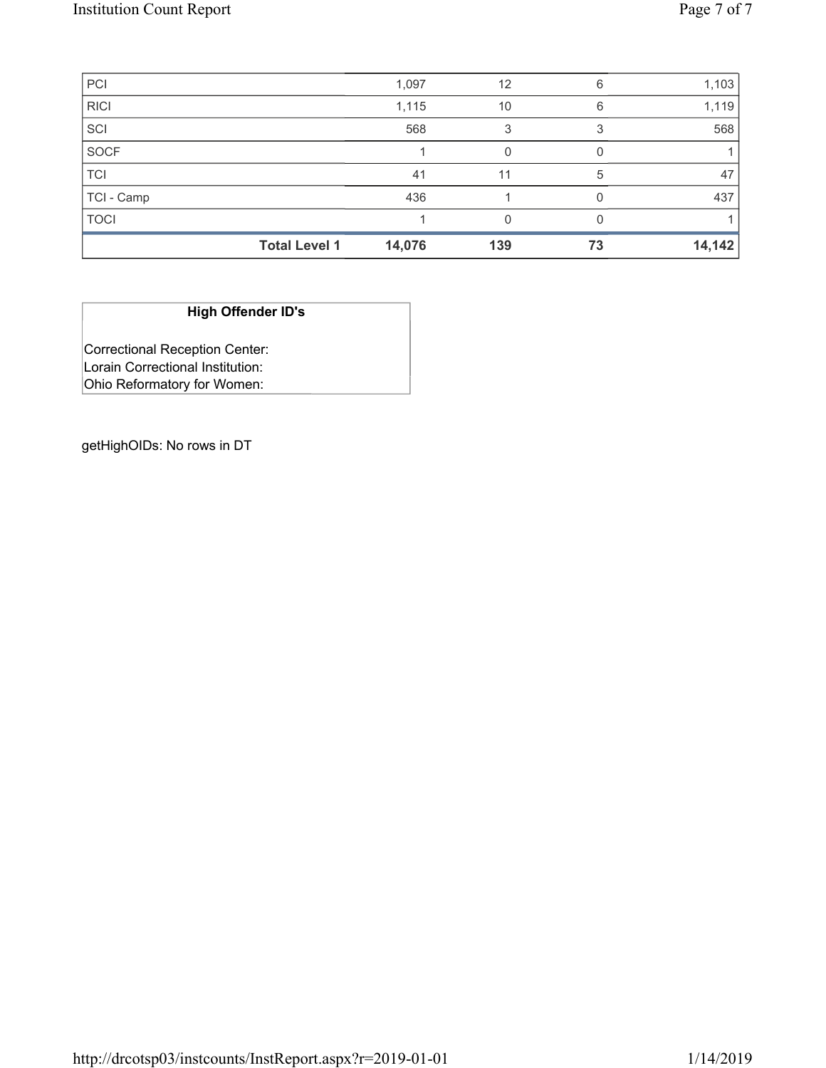| | | | | |
|---|---|---|---|---|
| PCI | 1,097 | 12 | 6 | 1,103 |
| RICI | 1,115 | 10 | 6 | 1,119 |
| SCI | 568 | 3 | 3 | 568 |
| SOCF | 1 | 0 | 0 | 1 |
| TCI | 41 | 11 | 5 | 47 |
| TCI - Camp | 436 | 1 | 0 | 437 |
| TOCI | 1 | 0 | 0 | 1 |
| **Total Level 1** | **14,076** | **139** | **73** | **14,142** |

| High Offender ID's |
|---|
| Correctional Reception Center: |
| Lorain Correctional Institution: |
| Ohio Reformatory for Women: |

getHighOIDs: No rows in DT